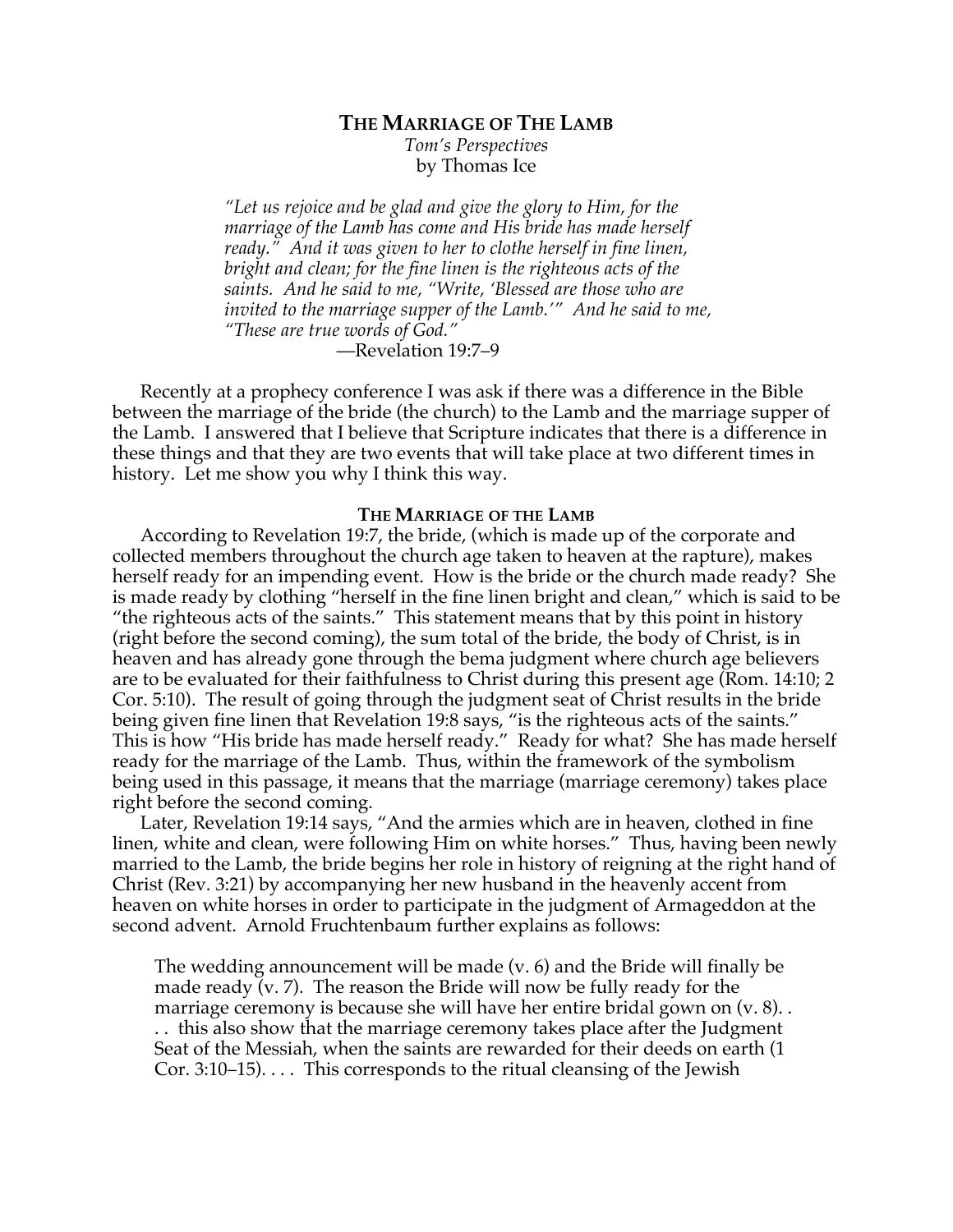# THE MARRIAGE OF THE LAMB

*Tom's Perspectives*
by Thomas Ice

> *"Let us rejoice and be glad and give the glory to Him, for the marriage of the Lamb has come and His bride has made herself ready." And it was given to her to clothe herself in fine linen, bright and clean; for the fine linen is the righteous acts of the saints. And he said to me, "Write, 'Blessed are those who are invited to the marriage supper of the Lamb.'" And he said to me, "These are true words of God."*
>
> —Revelation 19:7–9

Recently at a prophecy conference I was ask if there was a difference in the Bible between the marriage of the bride (the church) to the Lamb and the marriage supper of the Lamb. I answered that I believe that Scripture indicates that there is a difference in these things and that they are two events that will take place at two different times in history. Let me show you why I think this way.

## THE MARRIAGE OF THE LAMB

According to Revelation 19:7, the bride, (which is made up of the corporate and collected members throughout the church age taken to heaven at the rapture), makes herself ready for an impending event. How is the bride or the church made ready? She is made ready by clothing "herself in the fine linen bright and clean," which is said to be "the righteous acts of the saints." This statement means that by this point in history (right before the second coming), the sum total of the bride, the body of Christ, is in heaven and has already gone through the bema judgment where church age believers are to be evaluated for their faithfulness to Christ during this present age (Rom. 14:10; 2 Cor. 5:10). The result of going through the judgment seat of Christ results in the bride being given fine linen that Revelation 19:8 says, "is the righteous acts of the saints." This is how "His bride has made herself ready." Ready for what? She has made herself ready for the marriage of the Lamb. Thus, within the framework of the symbolism being used in this passage, it means that the marriage (marriage ceremony) takes place right before the second coming.

Later, Revelation 19:14 says, "And the armies which are in heaven, clothed in fine linen, white and clean, were following Him on white horses." Thus, having been newly married to the Lamb, the bride begins her role in history of reigning at the right hand of Christ (Rev. 3:21) by accompanying her new husband in the heavenly accent from heaven on white horses in order to participate in the judgment of Armageddon at the second advent. Arnold Fruchtenbaum further explains as follows:

> The wedding announcement will be made (v. 6) and the Bride will finally be made ready (v. 7). The reason the Bride will now be fully ready for the marriage ceremony is because she will have her entire bridal gown on (v. 8). . . . this also show that the marriage ceremony takes place after the Judgment Seat of the Messiah, when the saints are rewarded for their deeds on earth (1 Cor. 3:10–15). . . . This corresponds to the ritual cleansing of the Jewish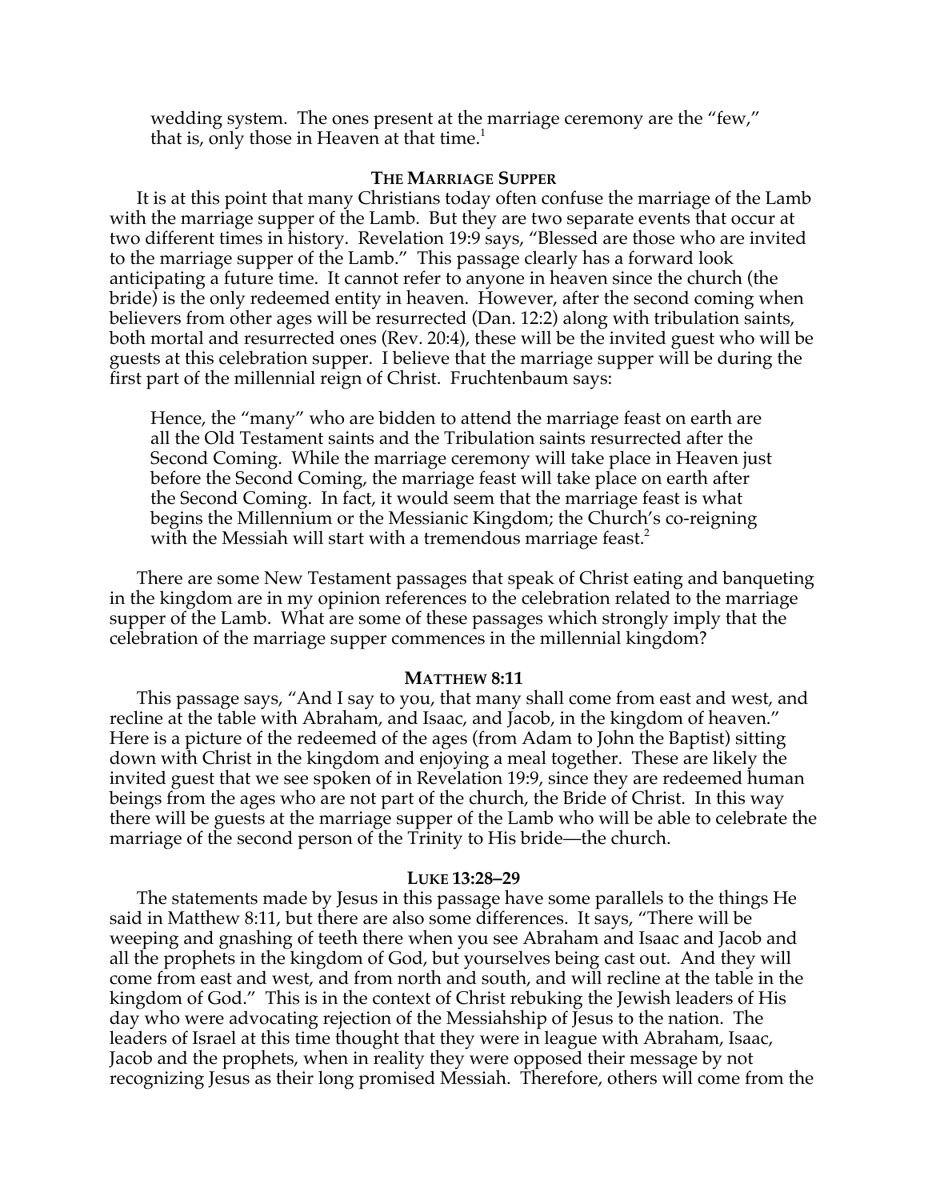> wedding system. The ones present at the marriage ceremony are the "few," that is, only those in Heaven at that time.[1]

### The Marriage Supper

It is at this point that many Christians today often confuse the marriage of the Lamb with the marriage supper of the Lamb. But they are two separate events that occur at two different times in history. Revelation 19:9 says, "Blessed are those who are invited to the marriage supper of the Lamb." This passage clearly has a forward look anticipating a future time. It cannot refer to anyone in heaven since the church (the bride) is the only redeemed entity in heaven. However, after the second coming when believers from other ages will be resurrected (Dan. 12:2) along with tribulation saints, both mortal and resurrected ones (Rev. 20:4), these will be the invited guest who will be guests at this celebration supper. I believe that the marriage supper will be during the first part of the millennial reign of Christ. Fruchtenbaum says:

> Hence, the "many" who are bidden to attend the marriage feast on earth are all the Old Testament saints and the Tribulation saints resurrected after the Second Coming. While the marriage ceremony will take place in Heaven just before the Second Coming, the marriage feast will take place on earth after the Second Coming. In fact, it would seem that the marriage feast is what begins the Millennium or the Messianic Kingdom; the Church's co-reigning with the Messiah will start with a tremendous marriage feast.[2]

There are some New Testament passages that speak of Christ eating and banqueting in the kingdom are in my opinion references to the celebration related to the marriage supper of the Lamb. What are some of these passages which strongly imply that the celebration of the marriage supper commences in the millennial kingdom?

### Matthew 8:11

This passage says, "And I say to you, that many shall come from east and west, and recline at the table with Abraham, and Isaac, and Jacob, in the kingdom of heaven." Here is a picture of the redeemed of the ages (from Adam to John the Baptist) sitting down with Christ in the kingdom and enjoying a meal together. These are likely the invited guest that we see spoken of in Revelation 19:9, since they are redeemed human beings from the ages who are not part of the church, the Bride of Christ. In this way there will be guests at the marriage supper of the Lamb who will be able to celebrate the marriage of the second person of the Trinity to His bride—the church.

### Luke 13:28–29

The statements made by Jesus in this passage have some parallels to the things He said in Matthew 8:11, but there are also some differences. It says, "There will be weeping and gnashing of teeth there when you see Abraham and Isaac and Jacob and all the prophets in the kingdom of God, but yourselves being cast out. And they will come from east and west, and from north and south, and will recline at the table in the kingdom of God." This is in the context of Christ rebuking the Jewish leaders of His day who were advocating rejection of the Messiahship of Jesus to the nation. The leaders of Israel at this time thought that they were in league with Abraham, Isaac, Jacob and the prophets, when in reality they were opposed their message by not recognizing Jesus as their long promised Messiah. Therefore, others will come from the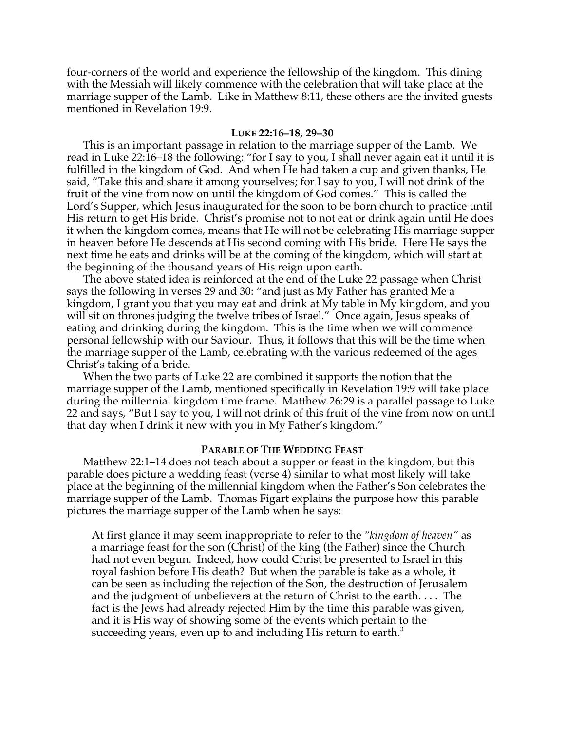four-corners of the world and experience the fellowship of the kingdom. This dining with the Messiah will likely commence with the celebration that will take place at the marriage supper of the Lamb. Like in Matthew 8:11, these others are the invited guests mentioned in Revelation 19:9.

### Luke 22:16–18, 29–30

This is an important passage in relation to the marriage supper of the Lamb. We read in Luke 22:16–18 the following: "for I say to you, I shall never again eat it until it is fulfilled in the kingdom of God. And when He had taken a cup and given thanks, He said, "Take this and share it among yourselves; for I say to you, I will not drink of the fruit of the vine from now on until the kingdom of God comes." This is called the Lord's Supper, which Jesus inaugurated for the soon to be born church to practice until His return to get His bride. Christ's promise not to not eat or drink again until He does it when the kingdom comes, means that He will not be celebrating His marriage supper in heaven before He descends at His second coming with His bride. Here He says the next time he eats and drinks will be at the coming of the kingdom, which will start at the beginning of the thousand years of His reign upon earth.

The above stated idea is reinforced at the end of the Luke 22 passage when Christ says the following in verses 29 and 30: "and just as My Father has granted Me a kingdom, I grant you that you may eat and drink at My table in My kingdom, and you will sit on thrones judging the twelve tribes of Israel." Once again, Jesus speaks of eating and drinking during the kingdom. This is the time when we will commence personal fellowship with our Saviour. Thus, it follows that this will be the time when the marriage supper of the Lamb, celebrating with the various redeemed of the ages Christ's taking of a bride.

When the two parts of Luke 22 are combined it supports the notion that the marriage supper of the Lamb, mentioned specifically in Revelation 19:9 will take place during the millennial kingdom time frame. Matthew 26:29 is a parallel passage to Luke 22 and says, "But I say to you, I will not drink of this fruit of the vine from now on until that day when I drink it new with you in My Father's kingdom."

### Parable of The Wedding Feast

Matthew 22:1–14 does not teach about a supper or feast in the kingdom, but this parable does picture a wedding feast (verse 4) similar to what most likely will take place at the beginning of the millennial kingdom when the Father's Son celebrates the marriage supper of the Lamb. Thomas Figart explains the purpose how this parable pictures the marriage supper of the Lamb when he says:

> At first glance it may seem inappropriate to refer to the *"kingdom of heaven"* as a marriage feast for the son (Christ) of the king (the Father) since the Church had not even begun. Indeed, how could Christ be presented to Israel in this royal fashion before His death? But when the parable is take as a whole, it can be seen as including the rejection of the Son, the destruction of Jerusalem and the judgment of unbelievers at the return of Christ to the earth. . . . The fact is the Jews had already rejected Him by the time this parable was given, and it is His way of showing some of the events which pertain to the succeeding years, even up to and including His return to earth.[3]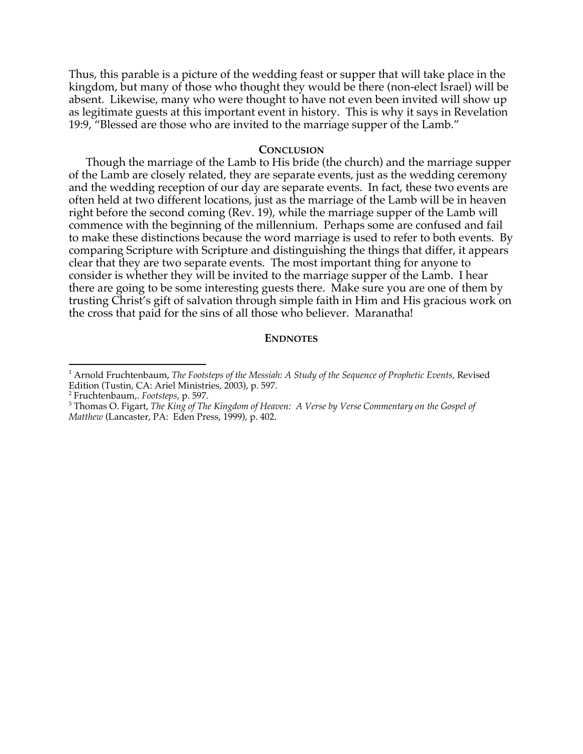Thus, this parable is a picture of the wedding feast or supper that will take place in the kingdom, but many of those who thought they would be there (non-elect Israel) will be absent. Likewise, many who were thought to have not even been invited will show up as legitimate guests at this important event in history. This is why it says in Revelation 19:9, "Blessed are those who are invited to the marriage supper of the Lamb."

## CONCLUSION

Though the marriage of the Lamb to His bride (the church) and the marriage supper of the Lamb are closely related, they are separate events, just as the wedding ceremony and the wedding reception of our day are separate events. In fact, these two events are often held at two different locations, just as the marriage of the Lamb will be in heaven right before the second coming (Rev. 19), while the marriage supper of the Lamb will commence with the beginning of the millennium. Perhaps some are confused and fail to make these distinctions because the word marriage is used to refer to both events. By comparing Scripture with Scripture and distinguishing the things that differ, it appears clear that they are two separate events. The most important thing for anyone to consider is whether they will be invited to the marriage supper of the Lamb. I hear there are going to be some interesting guests there. Make sure you are one of them by trusting Christ's gift of salvation through simple faith in Him and His gracious work on the cross that paid for the sins of all those who believer. Maranatha!

## ENDNOTES

[1] Arnold Fruchtenbaum, *The Footsteps of the Messiah: A Study of the Sequence of Prophetic Events,* Revised Edition (Tustin, CA: Ariel Ministries, 2003), p. 597.

[2] Fruchtenbaum,. *Footsteps*, p. 597.

[3] Thomas O. Figart, *The King of The Kingdom of Heaven: A Verse by Verse Commentary on the Gospel of Matthew* (Lancaster, PA: Eden Press, 1999), p. 402.